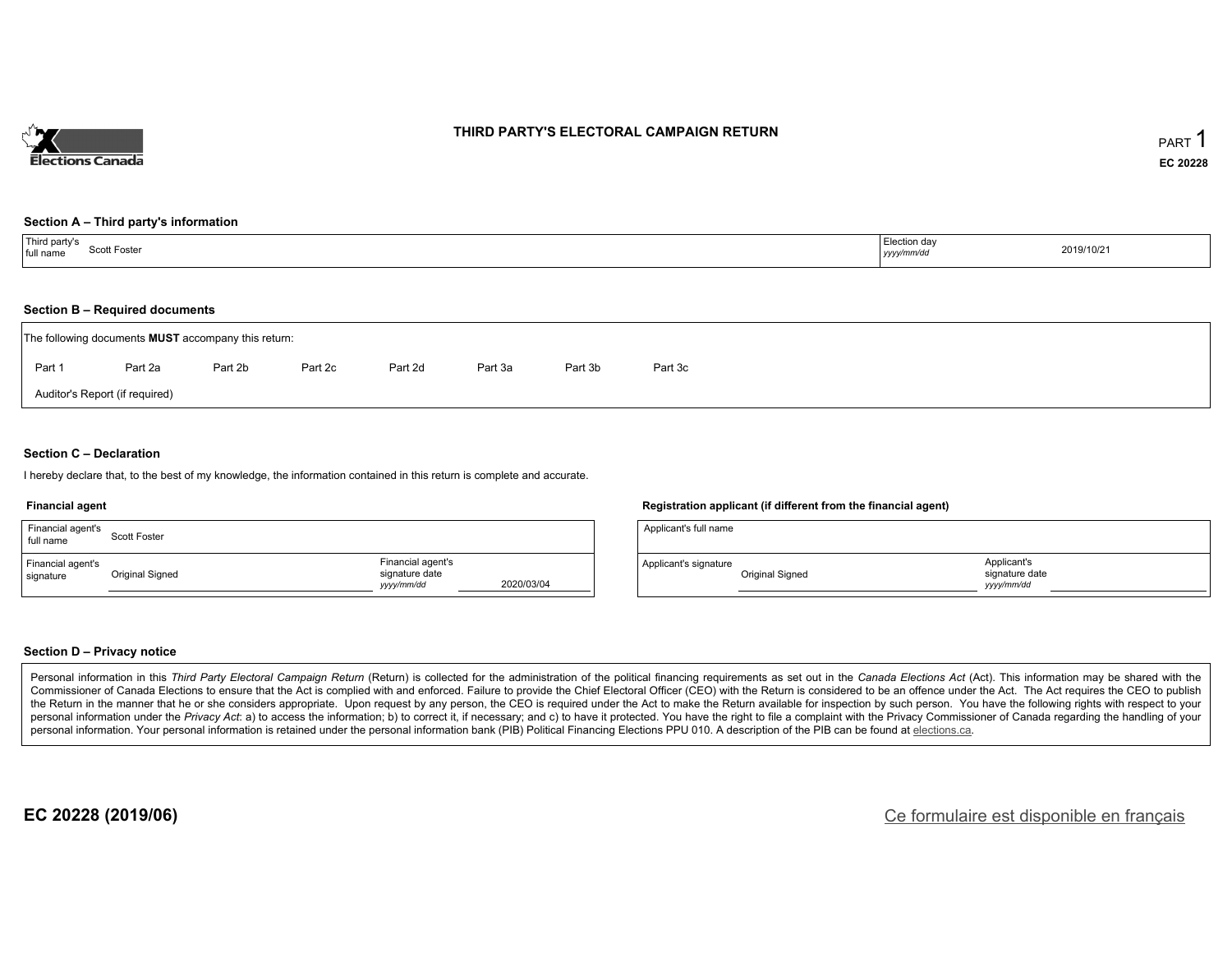Elections Canada

# THIRD PARTY'S ELECTORAL CAMPAIGN RETURN

PART 1

**EC 20228**

### Section A – Third party's information

| Third party's full name | Scott Foster | Election day *yyyy/mm/dd* | 2019/10/21 |
|---|---|---|---|

### Section B – Required documents

The following documents **MUST** accompany this return:

- Part 1
- Part 2a
- Part 2b
- Part 2c
- Part 2d
- Part 3a
- Part 3b
- Part 3c
- Auditor's Report (if required)

### Section C – Declaration

I hereby declare that, to the best of my knowledge, the information contained in this return is complete and accurate.

**Financial agent**

| Financial agent's full name | Scott Foster | | |
|---|---|---|---|
| Financial agent's signature | Original Signed | Financial agent's signature date *yyyy/mm/dd* | 2020/03/04 |

**Registration applicant (if different from the financial agent)**

| Applicant's full name | | | |
|---|---|---|---|
| Applicant's signature | Original Signed | Applicant's signature date *yyyy/mm/dd* | |

### Section D – Privacy notice

Personal information in this *Third Party Electoral Campaign Return* (Return) is collected for the administration of the political financing requirements as set out in the *Canada Elections Act* (Act). This information may be shared with the Commissioner of Canada Elections to ensure that the Act is complied with and enforced. Failure to provide the Chief Electoral Officer (CEO) with the Return is considered to be an offence under the Act. The Act requires the CEO to publish the Return in the manner that he or she considers appropriate. Upon request by any person, the CEO is required under the Act to make the Return available for inspection by such person. You have the following rights with respect to your personal information under the *Privacy Act*: a) to access the information; b) to correct it, if necessary; and c) to have it protected. You have the right to file a complaint with the Privacy Commissioner of Canada regarding the handling of your personal information. Your personal information is retained under the personal information bank (PIB) Political Financing Elections PPU 010. A description of the PIB can be found at elections.ca.

**EC 20228 (2019/06)**

Ce formulaire est disponible en français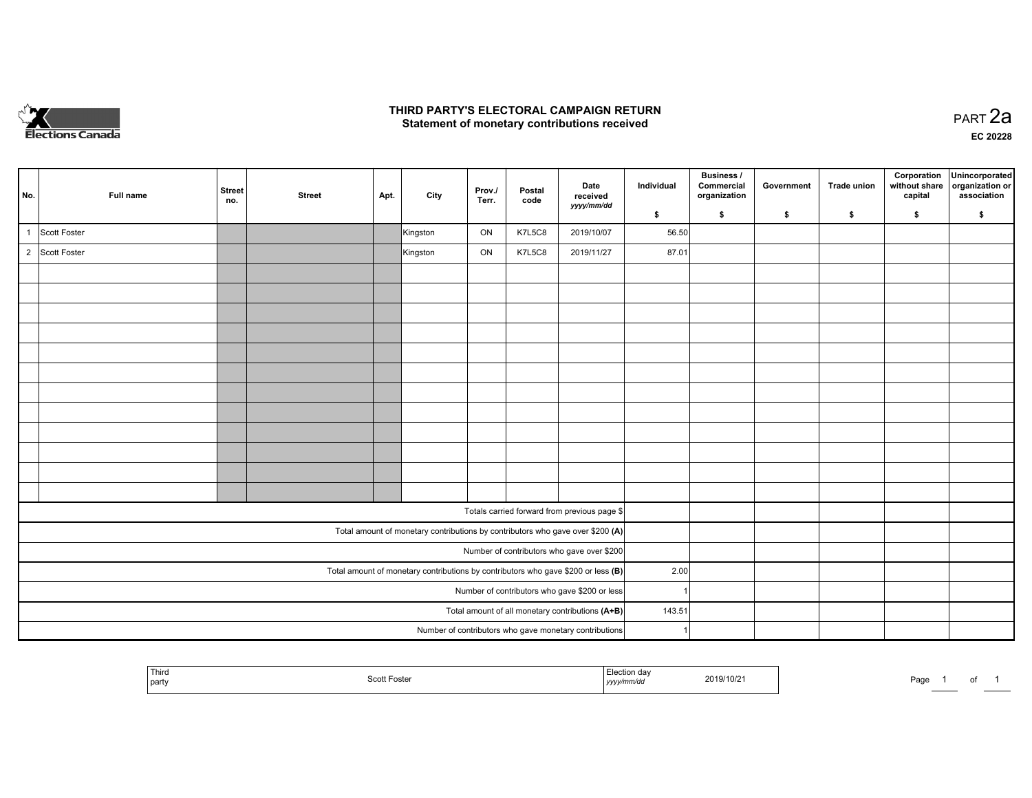# THIRD PARTY'S ELECTORAL CAMPAIGN RETURN
## Statement of monetary contributions received

PART 2a

EC 20228

| No. | Full name | Street no. | Street | Apt. | City | Prov./ Terr. | Postal code | Date received yyyy/mm/dd | Individual $ | Business / Commercial organization $ | Government $ | Trade union $ | Corporation without share capital $ | Unincorporated organization or association $ |
|---|---|---|---|---|---|---|---|---|---|---|---|---|---|---|
| 1 | Scott Foster | | | | Kingston | ON | K7L5C8 | 2019/10/07 | 56.50 | | | | | |
| 2 | Scott Foster | | | | Kingston | ON | K7L5C8 | 2019/11/27 | 87.01 | | | | | |
| | | | | | | | | | | | | | | |
| | | | | | | | | | | | | | | |
| | | | | | | | | | | | | | | |
| | | | | | | | | | | | | | | |
| | | | | | | | | | | | | | | |
| | | | | | | | | | | | | | | |
| | | | | | | | | | | | | | | |
| | | | | | | | | | | | | | | |
| | | | | | | | | | | | | | | |
| | | | | | | | | | | | | | | |
| | | | | | | | | | | | | | | |
| | | | | | | | | | | | | | | |
| Totals carried forward from previous page $ | | | | | | | | | | | | | | |
| Total amount of monetary contributions by contributors who gave over $200 **(A)** | | | | | | | | | | | | | | |
| Number of contributors who gave over $200 | | | | | | | | | | | | | | |
| Total amount of monetary contributions by contributors who gave $200 or less **(B)** | | | | | | | | | 2.00 | | | | | |
| Number of contributors who gave $200 or less | | | | | | | | | 1 | | | | | |
| Total amount of all monetary contributions **(A+B)** | | | | | | | | | 143.51 | | | | | |
| Number of contributors who gave monetary contributions | | | | | | | | | 1 | | | | | |

| Third party | Scott Foster | Election day yyyy/mm/dd | 2019/10/21 |
|---|---|---|---|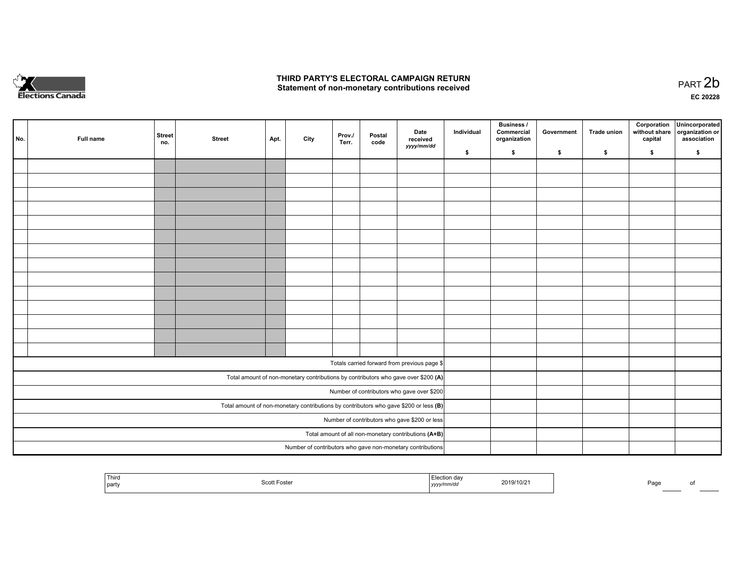# THIRD PARTY'S ELECTORAL CAMPAIGN RETURN
## Statement of non-monetary contributions received

PART 2b

EC 20228

| No. | Full name | Street no. | Street | Apt. | City | Prov./ Terr. | Postal code | Date received *yyyy/mm/dd* | Individual $ | Business / Commercial organization $ | Government $ | Trade union $ | Corporation without share capital $ | Unincorporated organization or association $ |
|---|---|---|---|---|---|---|---|---|---|---|---|---|---|---|
| | | | | | | | | | | | | | | |
| | | | | | | | | | | | | | | |
| | | | | | | | | | | | | | | |
| | | | | | | | | | | | | | | |
| | | | | | | | | | | | | | | |
| | | | | | | | | | | | | | | |
| | | | | | | | | | | | | | | |
| | | | | | | | | | | | | | | |
| | | | | | | | | | | | | | | |
| | | | | | | | | | | | | | | |
| | | | | | | | | | | | | | | |
| | | | | | | | | | | | | | | |
| | | | | | | | | | | | | | | |
| | | | | | | | | | | | | | | |
| Totals carried forward from previous page $ | | | | | | | | | | | | | | |
| Total amount of non-monetary contributions by contributors who gave over $200 **(A)** | | | | | | | | | | | | | | |
| Number of contributors who gave over $200 | | | | | | | | | | | | | | |
| Total amount of non-monetary contributions by contributors who gave $200 or less **(B)** | | | | | | | | | | | | | | |
| Number of contributors who gave $200 or less | | | | | | | | | | | | | | |
| Total amount of all non-monetary contributions **(A+B)** | | | | | | | | | | | | | | |
| Number of contributors who gave non-monetary contributions | | | | | | | | | | | | | | |

| Third party | Scott Foster | Election day *yyyy/mm/dd* | 2019/10/21 |
|---|---|---|---|

Page ____ of ____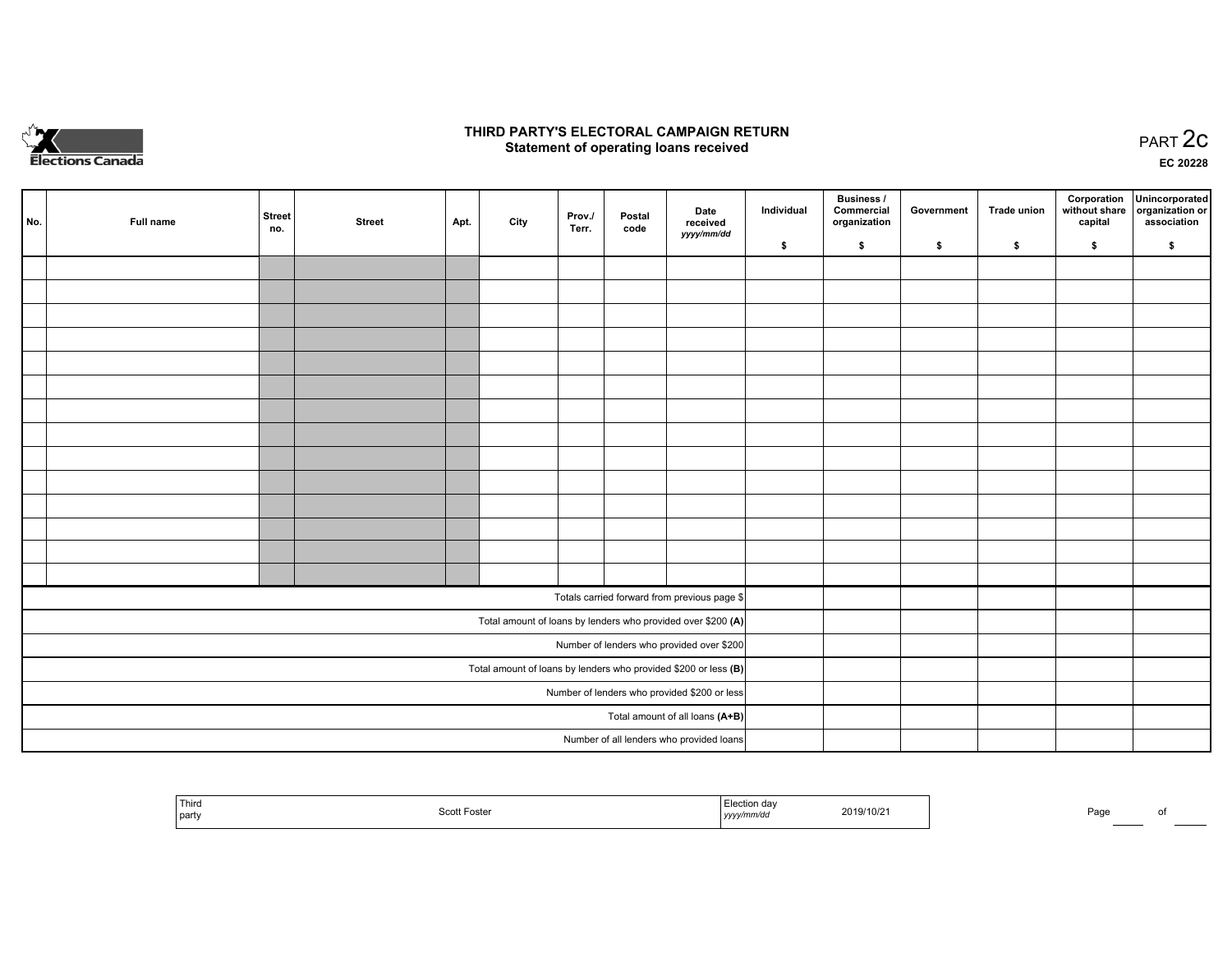Elections Canada

# THIRD PARTY'S ELECTORAL CAMPAIGN RETURN
## Statement of operating loans received

PART 2c

EC 20228

| No. | Full name | Street no. | Street | Apt. | City | Prov./ Terr. | Postal code | Date received *yyyy/mm/dd* | Individual $ | Business / Commercial organization $ | Government $ | Trade union $ | Corporation without share capital $ | Unincorporated organization or association $ |
|---|---|---|---|---|---|---|---|---|---|---|---|---|---|---|
| | | | | | | | | | | | | | | |
| | | | | | | | | | | | | | | |
| | | | | | | | | | | | | | | |
| | | | | | | | | | | | | | | |
| | | | | | | | | | | | | | | |
| | | | | | | | | | | | | | | |
| | | | | | | | | | | | | | | |
| | | | | | | | | | | | | | | |
| | | | | | | | | | | | | | | |
| | | | | | | | | | | | | | | |
| | | | | | | | | | | | | | | |
| | | | | | | | | | | | | | | |
| | | | | | | | | | | | | | | |
| | | | | | | | | | | | | | | |
| Totals carried forward from previous page $ | | | | | | | | | | | | | | |
| Total amount of loans by lenders who provided over $200 **(A)** | | | | | | | | | | | | | | |
| Number of lenders who provided over $200 | | | | | | | | | | | | | | |
| Total amount of loans by lenders who provided $200 or less **(B)** | | | | | | | | | | | | | | |
| Number of lenders who provided $200 or less | | | | | | | | | | | | | | |
| Total amount of all loans **(A+B)** | | | | | | | | | | | | | | |
| Number of all lenders who provided loans | | | | | | | | | | | | | | |

| Third party | Scott Foster | Election day *yyyy/mm/dd* | 2019/10/21 |
|---|---|---|---|

Page ____ of ____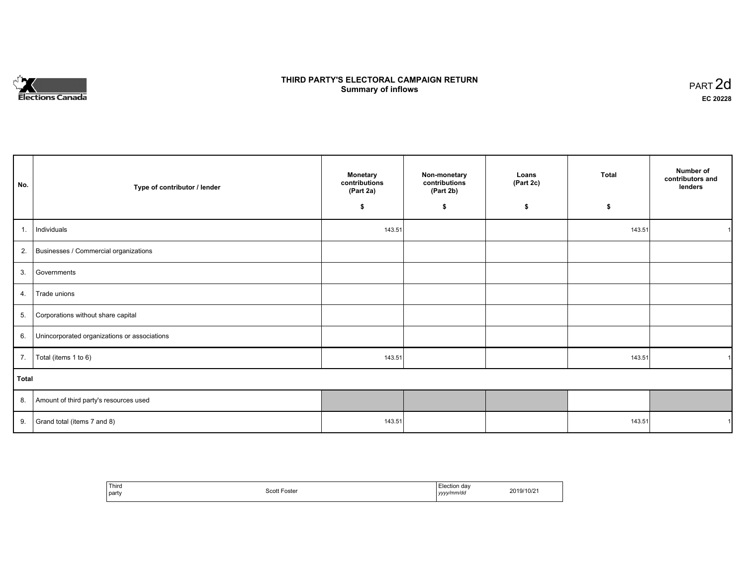Elections Canada

# THIRD PARTY'S ELECTORAL CAMPAIGN RETURN
## Summary of inflows

PART 2d

**EC 20228**

| No. | Type of contributor / lender | Monetary contributions (Part 2a) $ | Non-monetary contributions (Part 2b) $ | Loans (Part 2c) $ | Total $ | Number of contributors and lenders |
|---|---|---|---|---|---|---|
| 1. | Individuals | 143.51 | | | 143.51 | 1 |
| 2. | Businesses / Commercial organizations | | | | | |
| 3. | Governments | | | | | |
| 4. | Trade unions | | | | | |
| 5. | Corporations without share capital | | | | | |
| 6. | Unincorporated organizations or associations | | | | | |
| 7. | Total (items 1 to 6) | 143.51 | | | 143.51 | 1 |
| **Total** | | | | | | |
| 8. | Amount of third party's resources used | | | | | |
| 9. | Grand total (items 7 and 8) | 143.51 | | | 143.51 | 1 |

| Third party | Scott Foster | Election day *yyyy/mm/dd* | 2019/10/21 |
|---|---|---|---|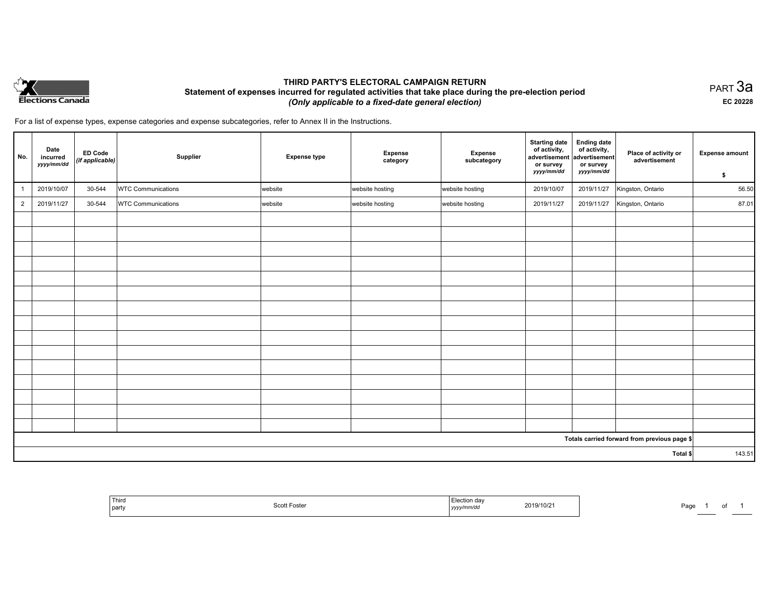# THIRD PARTY'S ELECTORAL CAMPAIGN RETURN

## Statement of expenses incurred for regulated activities that take place during the pre-election period

*(Only applicable to a fixed-date general election)*

PART 3a

**EC 20228**

For a list of expense types, expense categories and expense subcategories, refer to Annex II in the Instructions.

| No. | Date incurred *yyyy/mm/dd* | ED Code *(if applicable)* | Supplier | Expense type | Expense category | Expense subcategory | Starting date of activity, advertisement or survey *yyyy/mm/dd* | Ending date of activity, advertisement or survey *yyyy/mm/dd* | Place of activity or advertisement | Expense amount $ |
|---|---|---|---|---|---|---|---|---|---|---|
| 1 | 2019/10/07 | 30-544 | WTC Communications | website | website hosting | website hosting | 2019/10/07 | 2019/11/27 | Kingston, Ontario | 56.50 |
| 2 | 2019/11/27 | 30-544 | WTC Communications | website | website hosting | website hosting | 2019/11/27 | 2019/11/27 | Kingston, Ontario | 87.01 |
| | | | | | | | | | | |
| | | | | | | | | | | |
| | | | | | | | | | | |
| | | | | | | | | | | |
| | | | | | | | | | | |
| | | | | | | | | | | |
| | | | | | | | | | | |
| | | | | | | | | | | |
| | | | | | | | | | | |
| | | | | | | | | | | |
| | | | | | | | | | | |
| | | | | | | | | | | |
| | | | | | | | | | | |
| | | | | | | | | | | |
| | | | | | | | | | | |
| | | | | | | | | | Totals carried forward from previous page $ | |
| | | | | | | | | | Total $ | 143.51 |

| Third party | Scott Foster | Election day *yyyy/mm/dd* | 2019/10/21 |
|---|---|---|---|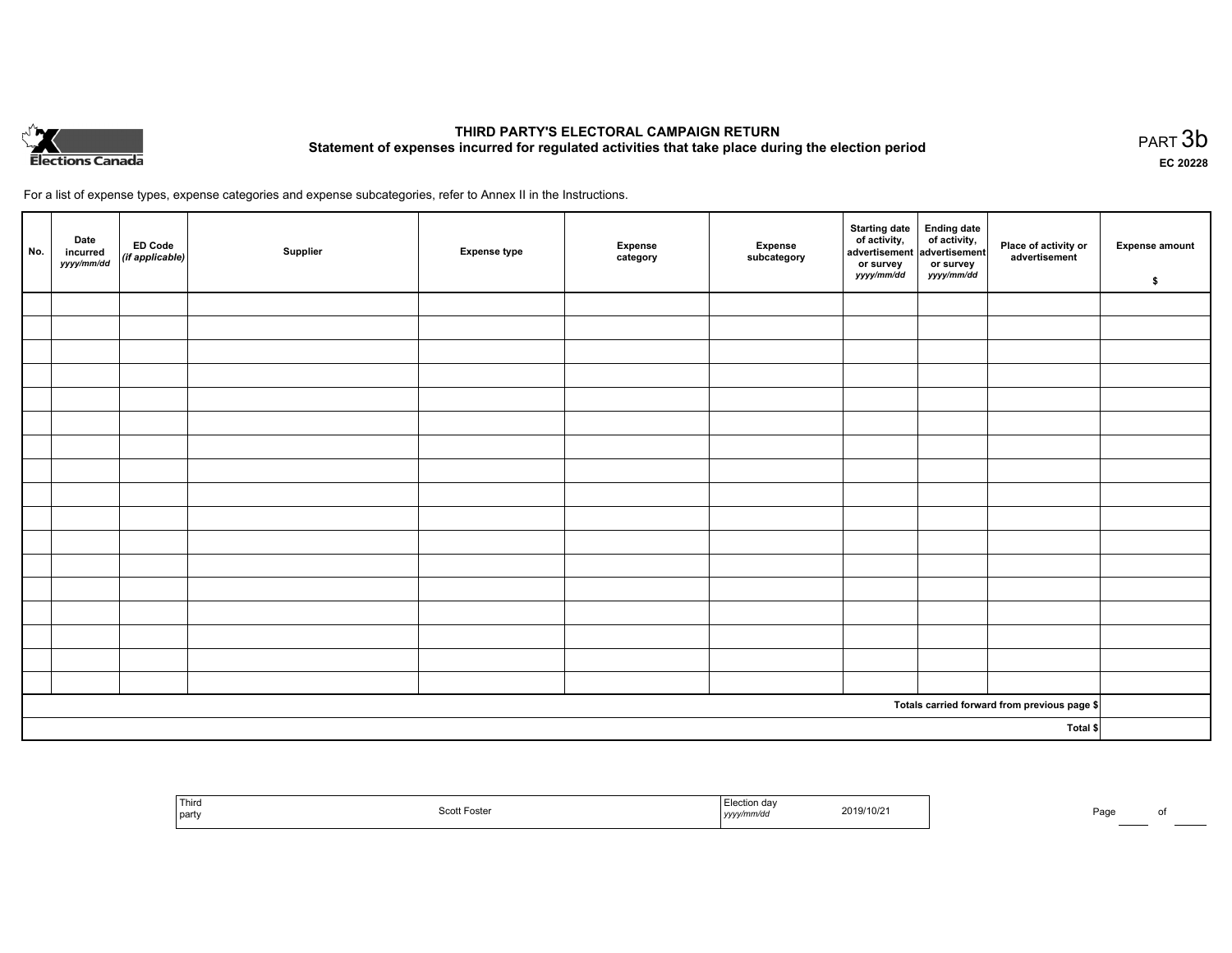Elections Canada

# THIRD PARTY'S ELECTORAL CAMPAIGN RETURN
## Statement of expenses incurred for regulated activities that take place during the election period

PART 3b

EC 20228

For a list of expense types, expense categories and expense subcategories, refer to Annex II in the Instructions.

| No. | Date incurred *yyyy/mm/dd* | ED Code *(if applicable)* | Supplier | Expense type | Expense category | Expense subcategory | Starting date of activity, advertisement or survey *yyyy/mm/dd* | Ending date of activity, advertisement or survey *yyyy/mm/dd* | Place of activity or advertisement | Expense amount $ |
|---|---|---|---|---|---|---|---|---|---|---|
| | | | | | | | | | | |
| | | | | | | | | | | |
| | | | | | | | | | | |
| | | | | | | | | | | |
| | | | | | | | | | | |
| | | | | | | | | | | |
| | | | | | | | | | | |
| | | | | | | | | | | |
| | | | | | | | | | | |
| | | | | | | | | | | |
| | | | | | | | | | | |
| | | | | | | | | | | |
| | | | | | | | | | | |
| | | | | | | | | | | |
| | | | | | | | | | | |
| | | | | | | | | | | |
| | | | | | | | | | | |
| | | | | | | | | | Totals carried forward from previous page $ | |
| | | | | | | | | | Total $ | |

| Third party | Scott Foster | Election day *yyyy/mm/dd* | 2019/10/21 |
|---|---|---|---|

Page ____ of ____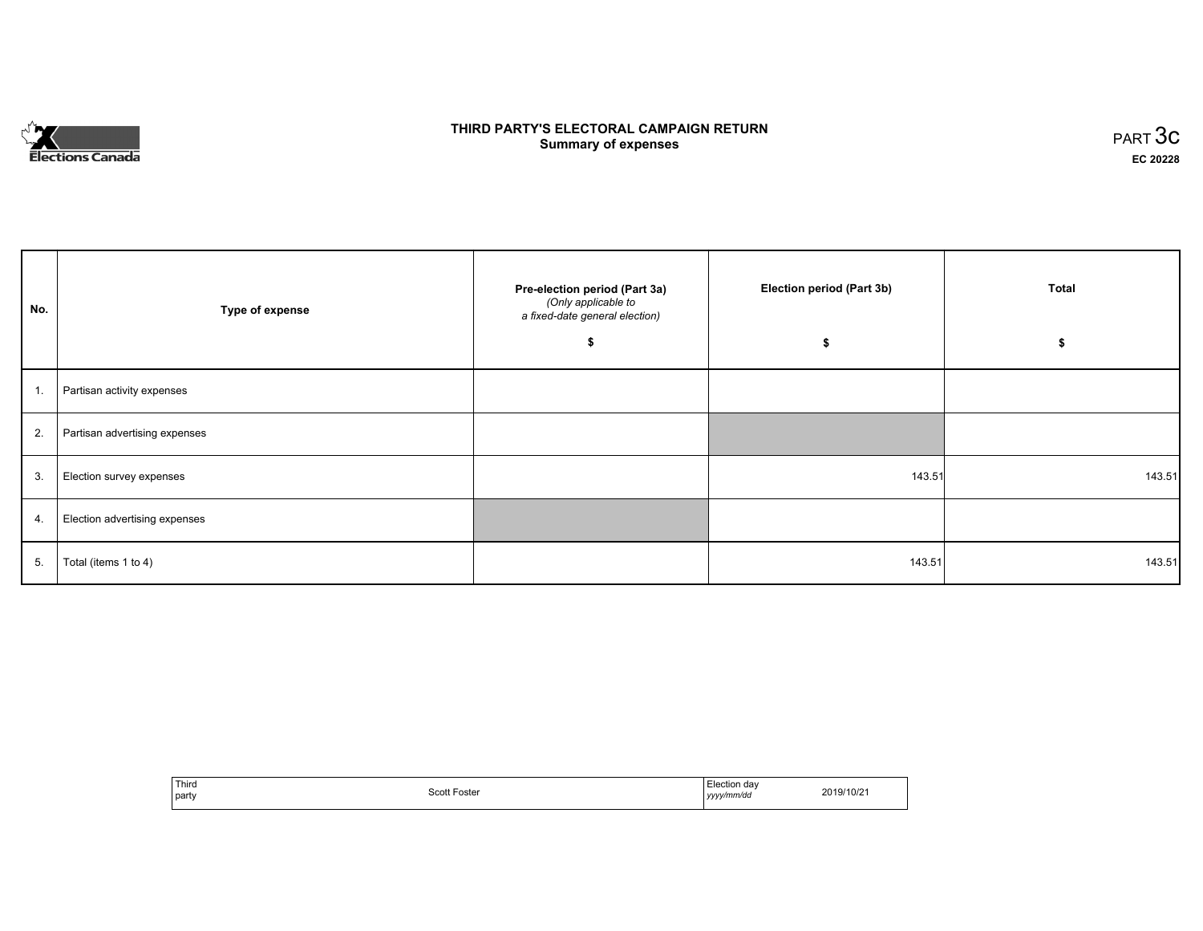# THIRD PARTY'S ELECTORAL CAMPAIGN RETURN
## Summary of expenses

PART 3c

**EC 20228**

| No. | Type of expense | Pre-election period (Part 3a) *(Only applicable to a fixed-date general election)* $ | Election period (Part 3b) $ | Total $ |
|---|---|---|---|---|
| 1. | Partisan activity expenses | | | |
| 2. | Partisan advertising expenses | | | |
| 3. | Election survey expenses | | 143.51 | 143.51 |
| 4. | Election advertising expenses | | | |
| 5. | Total (items 1 to 4) | | 143.51 | 143.51 |

| | | | |
|---|---|---|---|
| Third party | Scott Foster | Election day *yyyy/mm/dd* | 2019/10/21 |